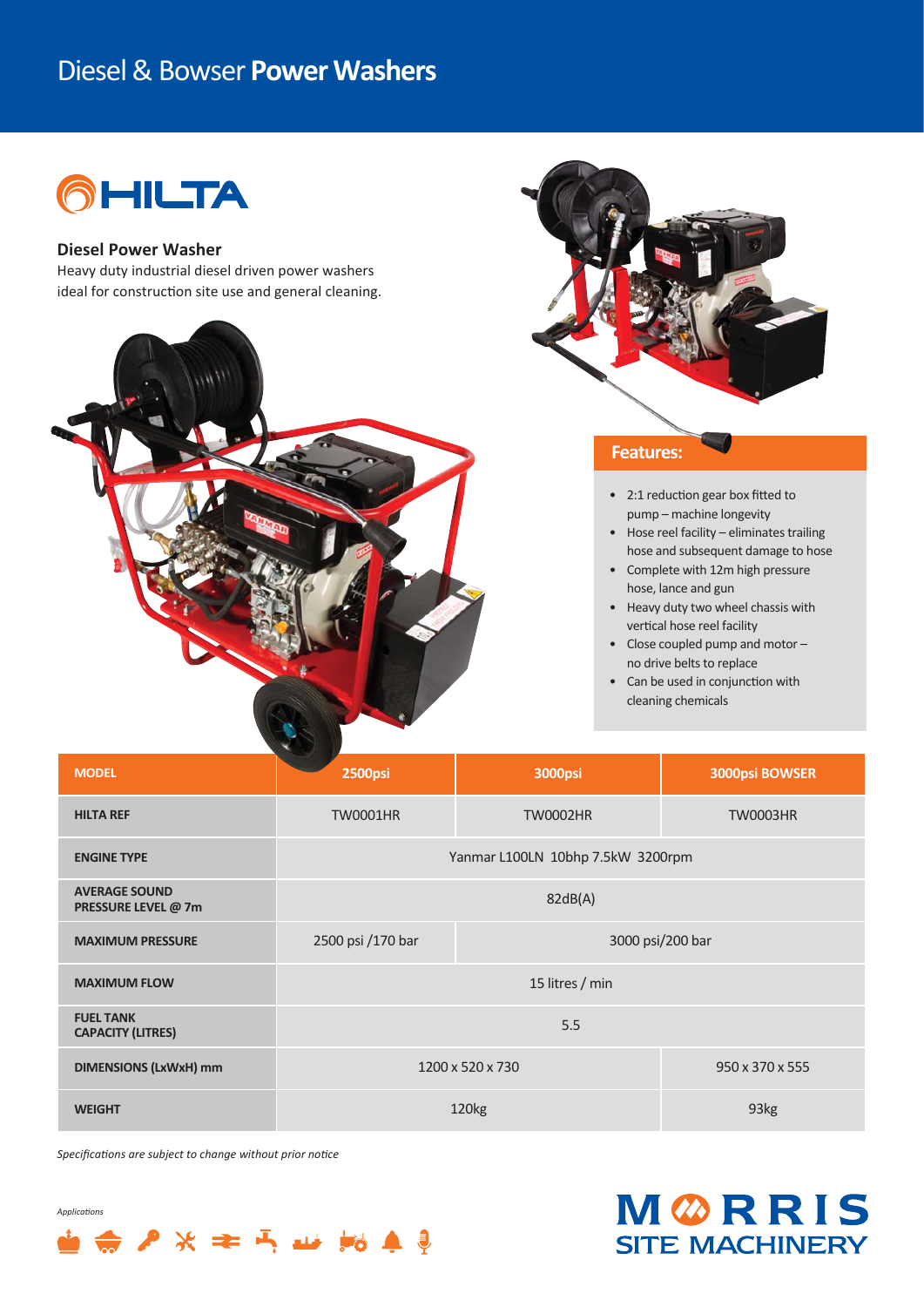# Diesel & Bowser **Power Washers**

HILTA

## Diesel Power Washer

Heavy duty industrial diesel driven power washers ideal for construction site use and general cleaning.

### Features:

- 2:1 reduction gear box fitted to pump – machine longevity
- Hose reel facility – eliminates trailing hose and subsequent damage to hose
- Complete with 12m high pressure hose, lance and gun
- Heavy duty two wheel chassis with vertical hose reel facility
- Close coupled pump and motor – no drive belts to replace
- Can be used in conjunction with cleaning chemicals

| MODEL | 2500psi | 3000psi | 3000psi BOWSER |
|---|---|---|---|
| HILTA REF | TW0001HR | TW0002HR | TW0003HR |
| ENGINE TYPE | Yanmar L100LN 10bhp 7.5kW 3200rpm | | |
| AVERAGE SOUND PRESSURE LEVEL @ 7m | 82dB(A) | | |
| MAXIMUM PRESSURE | 2500 psi /170 bar | 3000 psi/200 bar | |
| MAXIMUM FLOW | 15 litres / min | | |
| FUEL TANK CAPACITY (LITRES) | 5.5 | | |
| DIMENSIONS (LxWxH) mm | 1200 x 520 x 730 | | 950 x 370 x 555 |
| WEIGHT | 120kg | | 93kg |

*Specifications are subject to change without prior notice*

*Applications*

MORRIS SITE MACHINERY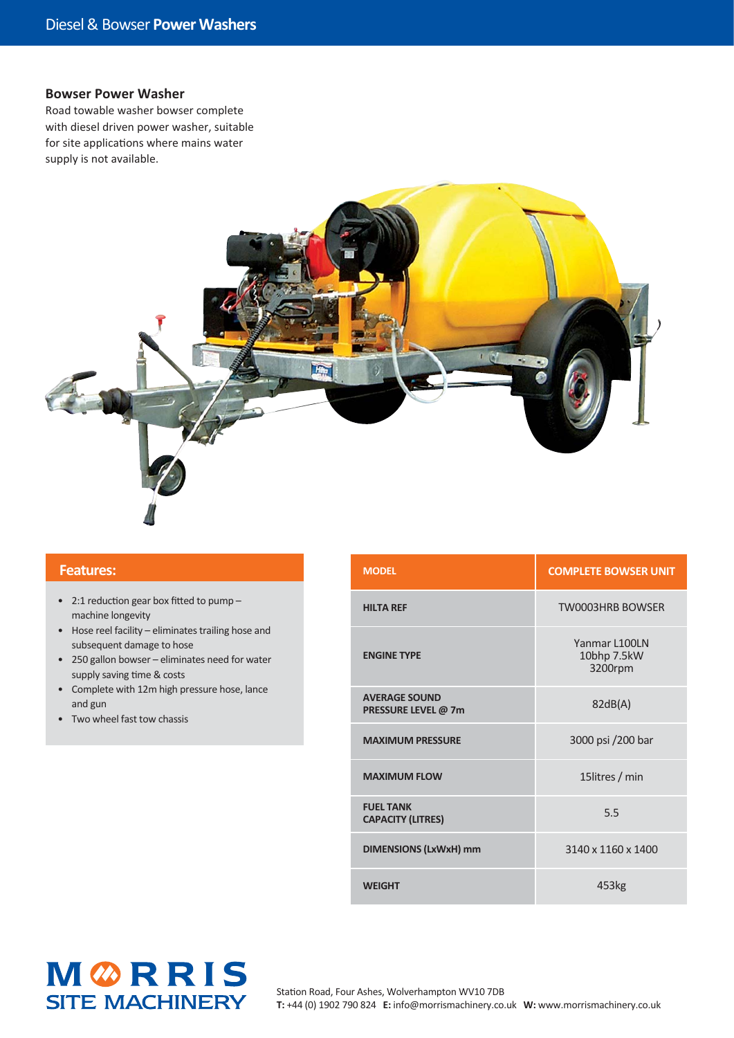## Bowser Power Washer

Road towable washer bowser complete with diesel driven power washer, suitable for site applications where mains water supply is not available.

### Features:

- 2:1 reduction gear box fitted to pump – machine longevity
- Hose reel facility – eliminates trailing hose and subsequent damage to hose
- 250 gallon bowser – eliminates need for water supply saving time & costs
- Complete with 12m high pressure hose, lance and gun
- Two wheel fast tow chassis

| MODEL | COMPLETE BOWSER UNIT |
|---|---|
| HILTA REF | TW0003HRB BOWSER |
| ENGINE TYPE | Yanmar L100LN 10bhp 7.5kW 3200rpm |
| AVERAGE SOUND PRESSURE LEVEL @ 7m | 82dB(A) |
| MAXIMUM PRESSURE | 3000 psi /200 bar |
| MAXIMUM FLOW | 15litres / min |
| FUEL TANK CAPACITY (LITRES) | 5.5 |
| DIMENSIONS (LxWxH) mm | 3140 x 1160 x 1400 |
| WEIGHT | 453kg |

MORRIS SITE MACHINERY

Station Road, Four Ashes, Wolverhampton WV10 7DB
**T:** +44 (0) 1902 790 824 **E:** info@morrismachinery.co.uk **W:** www.morrismachinery.co.uk